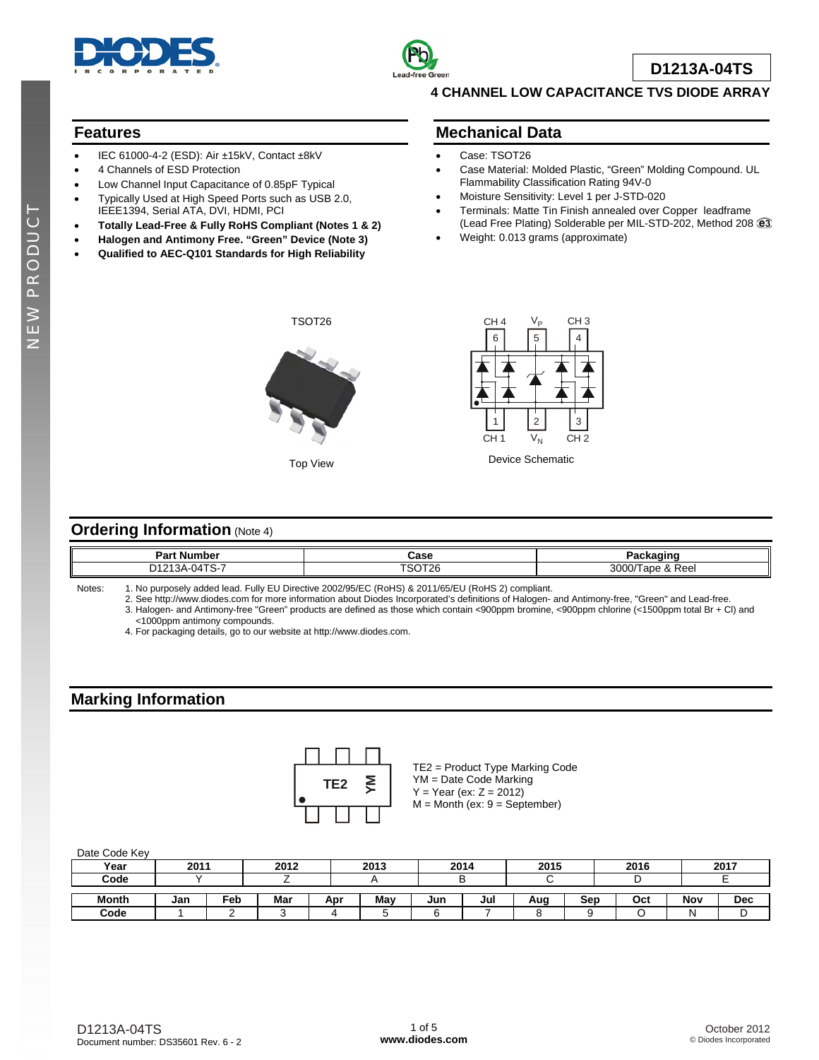# D1213A-04TS

## 4 CHANNEL LOW CAPACITANCE TVS DIODE ARRAY

## Features

- IEC 61000-4-2 (ESD): Air ±15kV, Contact ±8kV
- 4 Channels of ESD Protection
- Low Channel Input Capacitance of 0.85pF Typical
- Typically Used at High Speed Ports such as USB 2.0, IEEE1394, Serial ATA, DVI, HDMI, PCI
- **Totally Lead-Free & Fully RoHS Compliant (Notes 1 & 2)**
- **Halogen and Antimony Free. "Green" Device (Note 3)**
- **Qualified to AEC-Q101 Standards for High Reliability**

## Mechanical Data

- Case: TSOT26
- Case Material: Molded Plastic, "Green" Molding Compound. UL Flammability Classification Rating 94V-0
- Moisture Sensitivity: Level 1 per J-STD-020
- Terminals: Matte Tin Finish annealed over Copper leadframe (Lead Free Plating) Solderable per MIL-STD-202, Method 208 e3
- Weight: 0.013 grams (approximate)

TSOT26

Top View

CH 4, $V_P$, CH 3 (pins 6, 5, 4); CH 1, $V_N$, CH 2 (pins 1, 2, 3)

Device Schematic

## Ordering Information (Note 4)

| Part Number | Case | Packaging |
|---|---|---|
| D1213A-04TS-7 | TSOT26 | 3000/Tape & Reel |

Notes:
1. No purposely added lead. Fully EU Directive 2002/95/EC (RoHS) & 2011/65/EU (RoHS 2) compliant.
2. See http://www.diodes.com for more information about Diodes Incorporated's definitions of Halogen- and Antimony-free, "Green" and Lead-free.
3. Halogen- and Antimony-free "Green" products are defined as those which contain <900ppm bromine, <900ppm chlorine (<1500ppm total Br + Cl) and <1000ppm antimony compounds.
4. For packaging details, go to our website at http://www.diodes.com.

## Marking Information

TE2 YM

TE2 = Product Type Marking Code
YM = Date Code Marking
Y = Year (ex: Z = 2012)
M = Month (ex: 9 = September)

Date Code Key

| Year | 2011 | 2012 | 2013 | 2014 | 2015 | 2016 | 2017 |
|---|---|---|---|---|---|---|---|
| Code | Y | Z | A | B | C | D | E |

| Month | Jan | Feb | Mar | Apr | May | Jun | Jul | Aug | Sep | Oct | Nov | Dec |
|---|---|---|---|---|---|---|---|---|---|---|---|---|
| Code | 1 | 2 | 3 | 4 | 5 | 6 | 7 | 8 | 9 | O | N | D |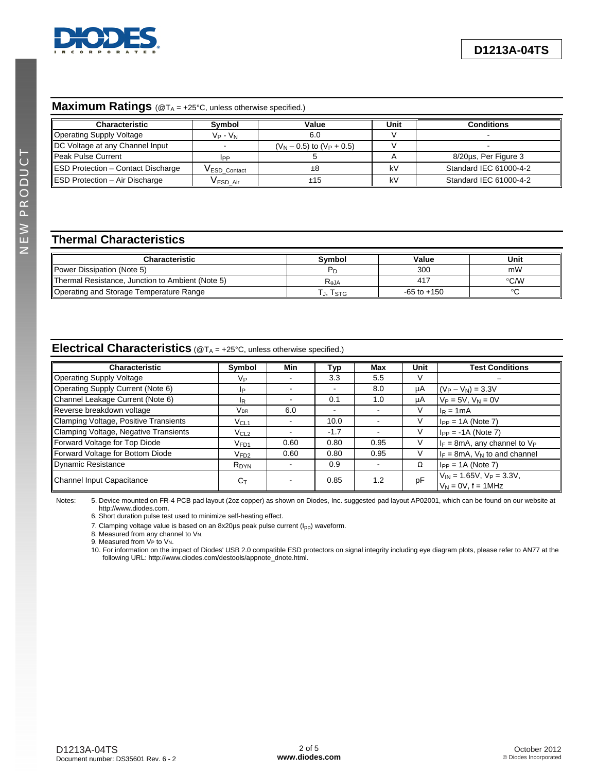## Maximum Ratings (@$T_A$ = +25°C, unless otherwise specified.)

| Characteristic | Symbol | Value | Unit | Conditions |
|---|---|---|---|---|
| Operating Supply Voltage | $V_P$ - $V_N$ | 6.0 | V | - |
| DC Voltage at any Channel Input | - | ($V_N$ – 0.5) to ($V_P$ + 0.5) | V | - |
| Peak Pulse Current | $I_{PP}$ | 5 | A | 8/20µs, Per Figure 3 |
| ESD Protection – Contact Discharge | $V_{ESD\_Contact}$ | ±8 | kV | Standard IEC 61000-4-2 |
| ESD Protection – Air Discharge | $V_{ESD\_Air}$ | ±15 | kV | Standard IEC 61000-4-2 |

## Thermal Characteristics

| Characteristic | Symbol | Value | Unit |
|---|---|---|---|
| Power Dissipation (Note 5) | $P_D$ | 300 | mW |
| Thermal Resistance, Junction to Ambient (Note 5) | $R_{\theta JA}$ | 417 | °C/W |
| Operating and Storage Temperature Range | $T_J$, $T_{STG}$ | -65 to +150 | °C |

## Electrical Characteristics (@$T_A$ = +25°C, unless otherwise specified.)

| Characteristic | Symbol | Min | Typ | Max | Unit | Test Conditions |
|---|---|---|---|---|---|---|
| Operating Supply Voltage | $V_P$ | - | 3.3 | 5.5 | V | – |
| Operating Supply Current (Note 6) | $I_P$ | - | - | 8.0 | µA | ($V_P$ – $V_N$) = 3.3V |
| Channel Leakage Current (Note 6) | $I_R$ | - | 0.1 | 1.0 | µA | $V_P$ = 5V, $V_N$ = 0V |
| Reverse breakdown voltage | $V_{BR}$ | 6.0 | - | - | V | $I_R$ = 1mA |
| Clamping Voltage, Positive Transients | $V_{CL1}$ | - | 10.0 | - | V | $I_{PP}$ = 1A (Note 7) |
| Clamping Voltage, Negative Transients | $V_{CL2}$ | - | -1.7 | - | V | $I_{PP}$ = -1A (Note 7) |
| Forward Voltage for Top Diode | $V_{FD1}$ | 0.60 | 0.80 | 0.95 | V | $I_F$ = 8mA, any channel to $V_P$ |
| Forward Voltage for Bottom Diode | $V_{FD2}$ | 0.60 | 0.80 | 0.95 | V | $I_F$ = 8mA, $V_N$ to and channel |
| Dynamic Resistance | $R_{DYN}$ | - | 0.9 | - | Ω | $I_{PP}$ = 1A (Note 7) |
| Channel Input Capacitance | $C_T$ | - | 0.85 | 1.2 | pF | $V_{IN}$ = 1.65V, $V_P$ = 3.3V, $V_N$ = 0V, f = 1MHz |

Notes:
5. Device mounted on FR-4 PCB pad layout (2oz copper) as shown on Diodes, Inc. suggested pad layout AP02001, which can be found on our website at http://www.diodes.com.
6. Short duration pulse test used to minimize self-heating effect.
7. Clamping voltage value is based on an 8x20µs peak pulse current ($I_{pp}$) waveform.
8. Measured from any channel to $V_N$.
9. Measured from $V_P$ to $V_N$.
10. For information on the impact of Diodes' USB 2.0 compatible ESD protectors on signal integrity including eye diagram plots, please refer to AN77 at the following URL: http://www.diodes.com/destools/appnote_dnote.html.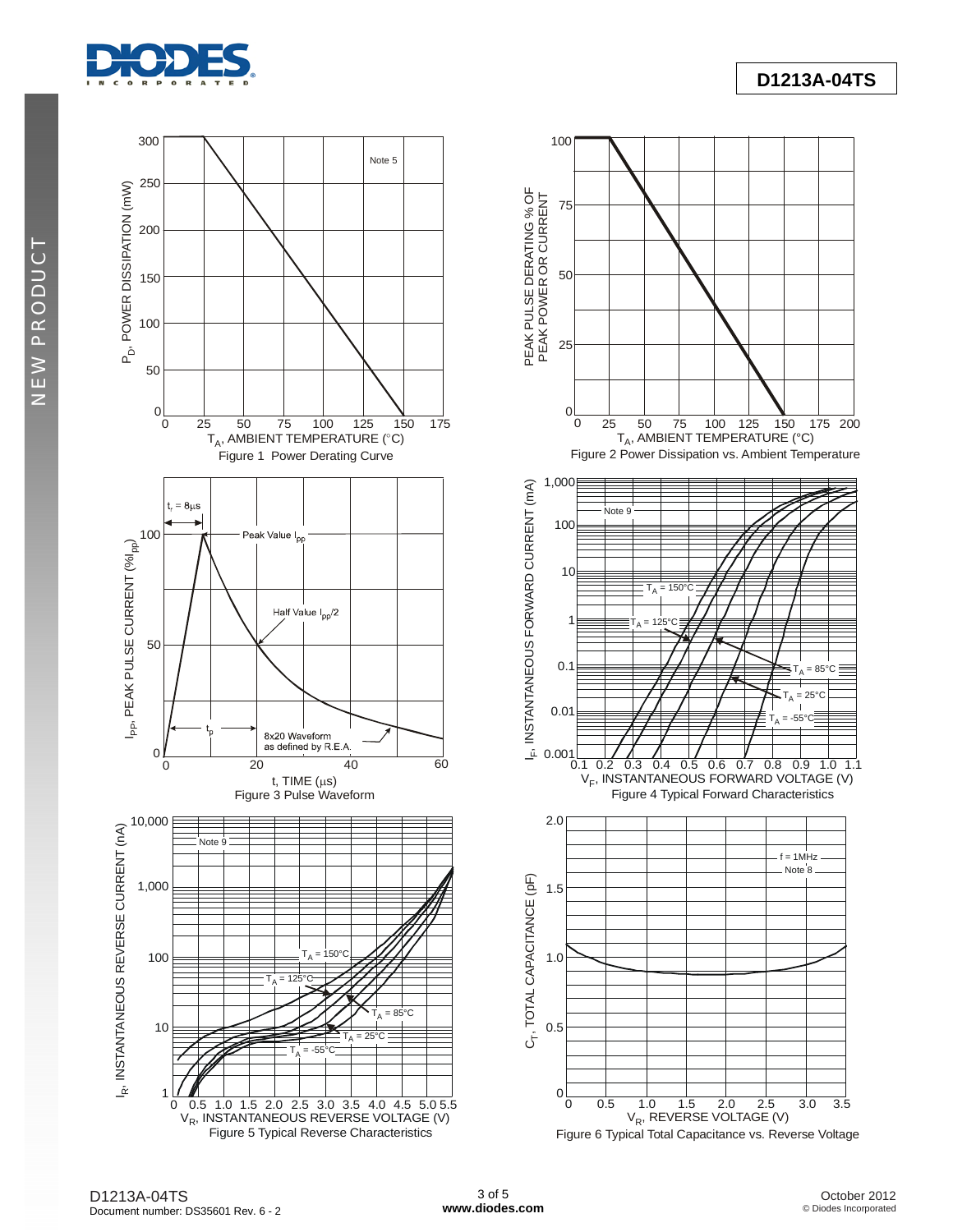Figure 1 Power Derating Curve

Figure 2 Power Dissipation vs. Ambient Temperature

Figure 3 Pulse Waveform

Figure 4 Typical Forward Characteristics

Figure 5 Typical Reverse Characteristics

Figure 6 Typical Total Capacitance vs. Reverse Voltage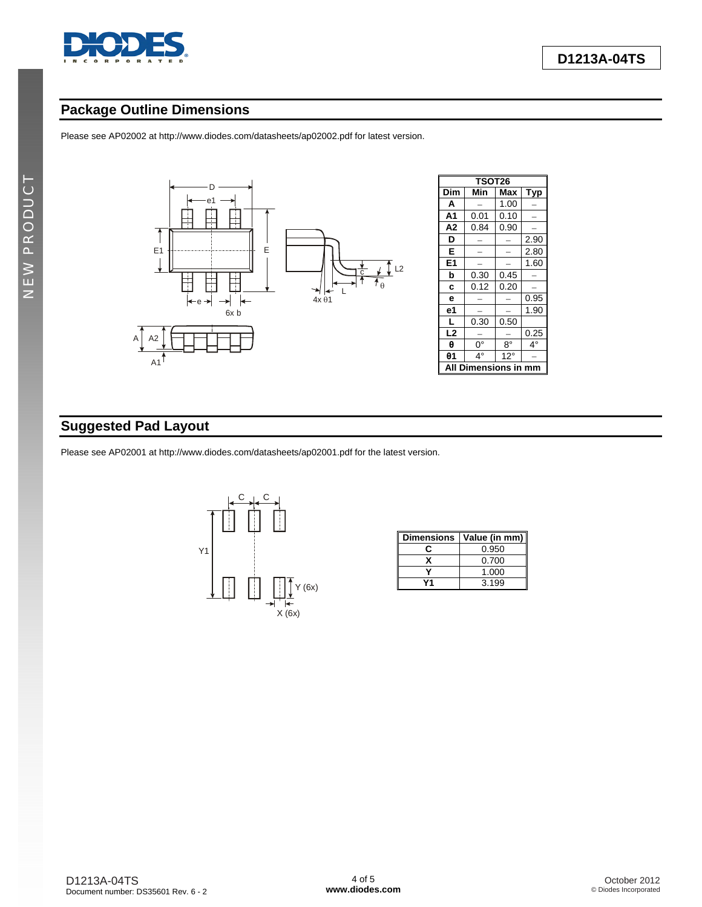## Package Outline Dimensions

Please see AP02002 at http://www.diodes.com/datasheets/ap02002.pdf for latest version.

| TSOT26 | | | |
|---|---|---|---|
| **Dim** | **Min** | **Max** | **Typ** |
| **A** | – | 1.00 | – |
| **A1** | 0.01 | 0.10 | – |
| **A2** | 0.84 | 0.90 | – |
| **D** | – | – | 2.90 |
| **E** | – | – | 2.80 |
| **E1** | – | – | 1.60 |
| **b** | 0.30 | 0.45 | – |
| **c** | 0.12 | 0.20 | – |
| **e** | – | – | 0.95 |
| **e1** | – | – | 1.90 |
| **L** | 0.30 | 0.50 | |
| **L2** | – | – | 0.25 |
| **θ** | 0° | 8° | 4° |
| **θ1** | 4° | 12° | – |
| **All Dimensions in mm** | | | |

## Suggested Pad Layout

Please see AP02001 at http://www.diodes.com/datasheets/ap02001.pdf for the latest version.

| Dimensions | Value (in mm) |
|---|---|
| **C** | 0.950 |
| **X** | 0.700 |
| **Y** | 1.000 |
| **Y1** | 3.199 |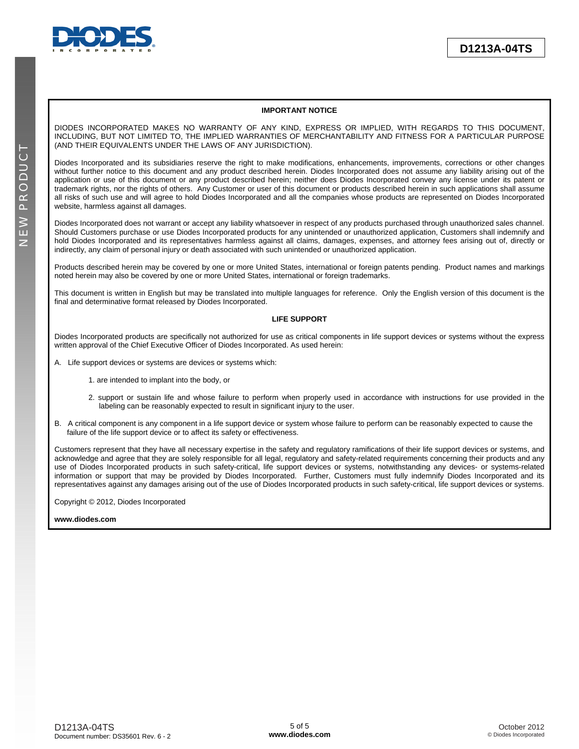## IMPORTANT NOTICE

DIODES INCORPORATED MAKES NO WARRANTY OF ANY KIND, EXPRESS OR IMPLIED, WITH REGARDS TO THIS DOCUMENT, INCLUDING, BUT NOT LIMITED TO, THE IMPLIED WARRANTIES OF MERCHANTABILITY AND FITNESS FOR A PARTICULAR PURPOSE (AND THEIR EQUIVALENTS UNDER THE LAWS OF ANY JURISDICTION).

Diodes Incorporated and its subsidiaries reserve the right to make modifications, enhancements, improvements, corrections or other changes without further notice to this document and any product described herein. Diodes Incorporated does not assume any liability arising out of the application or use of this document or any product described herein; neither does Diodes Incorporated convey any license under its patent or trademark rights, nor the rights of others. Any Customer or user of this document or products described herein in such applications shall assume all risks of such use and will agree to hold Diodes Incorporated and all the companies whose products are represented on Diodes Incorporated website, harmless against all damages.

Diodes Incorporated does not warrant or accept any liability whatsoever in respect of any products purchased through unauthorized sales channel. Should Customers purchase or use Diodes Incorporated products for any unintended or unauthorized application, Customers shall indemnify and hold Diodes Incorporated and its representatives harmless against all claims, damages, expenses, and attorney fees arising out of, directly or indirectly, any claim of personal injury or death associated with such unintended or unauthorized application.

Products described herein may be covered by one or more United States, international or foreign patents pending. Product names and markings noted herein may also be covered by one or more United States, international or foreign trademarks.

This document is written in English but may be translated into multiple languages for reference. Only the English version of this document is the final and determinative format released by Diodes Incorporated.

## LIFE SUPPORT

Diodes Incorporated products are specifically not authorized for use as critical components in life support devices or systems without the express written approval of the Chief Executive Officer of Diodes Incorporated. As used herein:

A. Life support devices or systems are devices or systems which:

   1. are intended to implant into the body, or

   2. support or sustain life and whose failure to perform when properly used in accordance with instructions for use provided in the labeling can be reasonably expected to result in significant injury to the user.

B. A critical component is any component in a life support device or system whose failure to perform can be reasonably expected to cause the failure of the life support device or to affect its safety or effectiveness.

Customers represent that they have all necessary expertise in the safety and regulatory ramifications of their life support devices or systems, and acknowledge and agree that they are solely responsible for all legal, regulatory and safety-related requirements concerning their products and any use of Diodes Incorporated products in such safety-critical, life support devices or systems, notwithstanding any devices- or systems-related information or support that may be provided by Diodes Incorporated. Further, Customers must fully indemnify Diodes Incorporated and its representatives against any damages arising out of the use of Diodes Incorporated products in such safety-critical, life support devices or systems.

Copyright © 2012, Diodes Incorporated

**www.diodes.com**